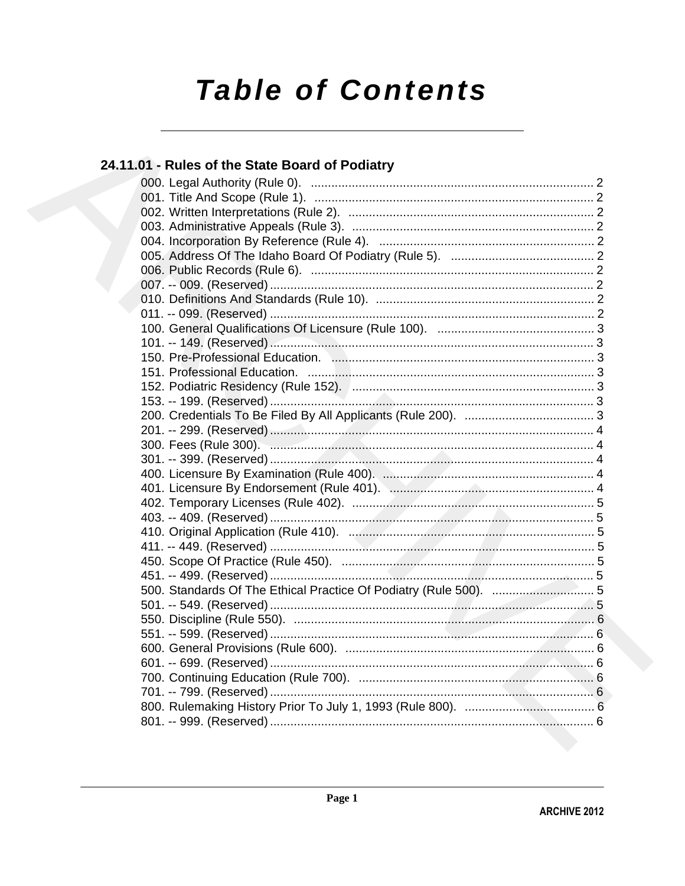# Table of Contents

## 24.11.01 - Rules of the State Board of Podiatry

000. Legal Authority (Rule 0). ... 2
001. Title And Scope (Rule 1). ... 2
002. Written Interpretations (Rule 2). ... 2
003. Administrative Appeals (Rule 3). ... 2
004. Incorporation By Reference (Rule 4). ... 2
005. Address Of The Idaho Board Of Podiatry (Rule 5). ... 2
006. Public Records (Rule 6). ... 2
007. -- 009. (Reserved) ... 2
010. Definitions And Standards (Rule 10). ... 2
011. -- 099. (Reserved) ... 2
100. General Qualifications Of Licensure (Rule 100). ... 3
101. -- 149. (Reserved) ... 3
150. Pre-Professional Education. ... 3
151. Professional Education. ... 3
152. Podiatric Residency (Rule 152). ... 3
153. -- 199. (Reserved) ... 3
200. Credentials To Be Filed By All Applicants (Rule 200). ... 3
201. -- 299. (Reserved) ... 4
300. Fees (Rule 300). ... 4
301. -- 399. (Reserved) ... 4
400. Licensure By Examination (Rule 400). ... 4
401. Licensure By Endorsement (Rule 401). ... 4
402. Temporary Licenses (Rule 402). ... 5
403. -- 409. (Reserved) ... 5
410. Original Application (Rule 410). ... 5
411. -- 449. (Reserved) ... 5
450. Scope Of Practice (Rule 450). ... 5
451. -- 499. (Reserved) ... 5
500. Standards Of The Ethical Practice Of Podiatry (Rule 500). ... 5
501. -- 549. (Reserved) ... 5
550. Discipline (Rule 550). ... 6
551. -- 599. (Reserved) ... 6
600. General Provisions (Rule 600). ... 6
601. -- 699. (Reserved) ... 6
700. Continuing Education (Rule 700). ... 6
701. -- 799. (Reserved) ... 6
800. Rulemaking History Prior To July 1, 1993 (Rule 800). ... 6
801. -- 999. (Reserved) ... 6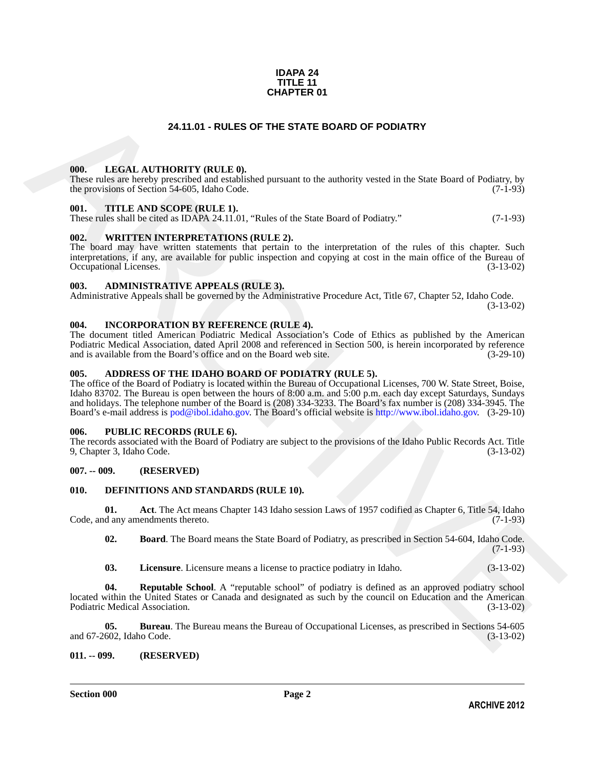**IDAPA 24**
**TITLE 11**
**CHAPTER 01**

## 24.11.01 - RULES OF THE STATE BOARD OF PODIATRY

### 000. LEGAL AUTHORITY (RULE 0).
These rules are hereby prescribed and established pursuant to the authority vested in the State Board of Podiatry, by the provisions of Section 54-605, Idaho Code. (7-1-93)

### 001. TITLE AND SCOPE (RULE 1).
These rules shall be cited as IDAPA 24.11.01, "Rules of the State Board of Podiatry." (7-1-93)

### 002. WRITTEN INTERPRETATIONS (RULE 2).
The board may have written statements that pertain to the interpretation of the rules of this chapter. Such interpretations, if any, are available for public inspection and copying at cost in the main office of the Bureau of Occupational Licenses. (3-13-02)

### 003. ADMINISTRATIVE APPEALS (RULE 3).
Administrative Appeals shall be governed by the Administrative Procedure Act, Title 67, Chapter 52, Idaho Code. (3-13-02)

### 004. INCORPORATION BY REFERENCE (RULE 4).
The document titled American Podiatric Medical Association's Code of Ethics as published by the American Podiatric Medical Association, dated April 2008 and referenced in Section 500, is herein incorporated by reference and is available from the Board's office and on the Board web site. (3-29-10)

### 005. ADDRESS OF THE IDAHO BOARD OF PODIATRY (RULE 5).
The office of the Board of Podiatry is located within the Bureau of Occupational Licenses, 700 W. State Street, Boise, Idaho 83702. The Bureau is open between the hours of 8:00 a.m. and 5:00 p.m. each day except Saturdays, Sundays and holidays. The telephone number of the Board is (208) 334-3233. The Board's fax number is (208) 334-3945. The Board's e-mail address is pod@ibol.idaho.gov. The Board's official website is http://www.ibol.idaho.gov. (3-29-10)

### 006. PUBLIC RECORDS (RULE 6).
The records associated with the Board of Podiatry are subject to the provisions of the Idaho Public Records Act. Title 9, Chapter 3, Idaho Code. (3-13-02)

### 007. -- 009. (RESERVED)

### 010. DEFINITIONS AND STANDARDS (RULE 10).

**01. Act**. The Act means Chapter 143 Idaho session Laws of 1957 codified as Chapter 6, Title 54, Idaho Code, and any amendments thereto. (7-1-93)

**02. Board**. The Board means the State Board of Podiatry, as prescribed in Section 54-604, Idaho Code. (7-1-93)

**03. Licensure**. Licensure means a license to practice podiatry in Idaho. (3-13-02)

**04. Reputable School**. A "reputable school" of podiatry is defined as an approved podiatry school located within the United States or Canada and designated as such by the council on Education and the American Podiatric Medical Association. (3-13-02)

**05. Bureau**. The Bureau means the Bureau of Occupational Licenses, as prescribed in Sections 54-605 and 67-2602, Idaho Code. (3-13-02)

### 011. -- 099. (RESERVED)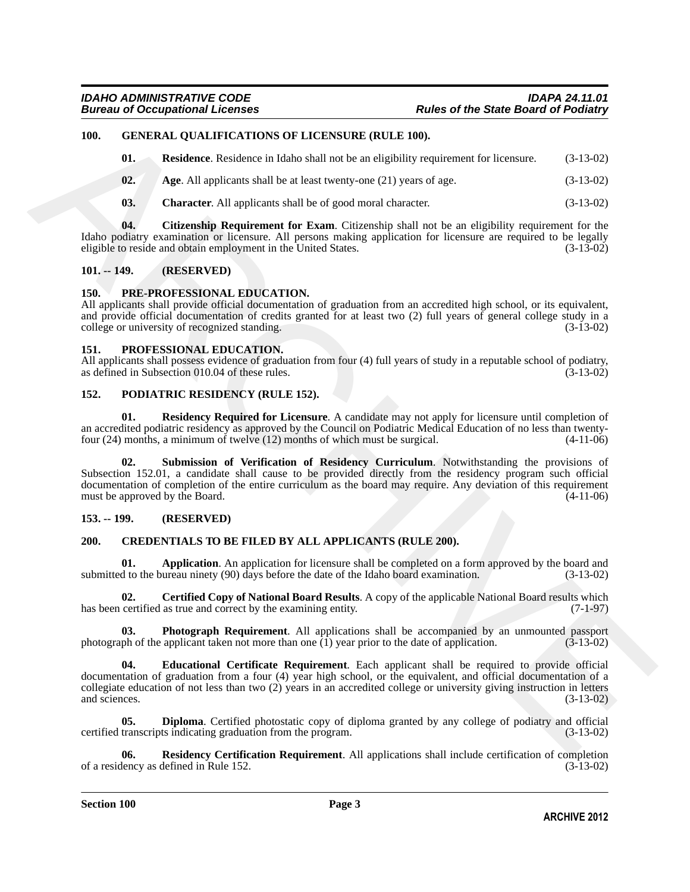## 100. GENERAL QUALIFICATIONS OF LICENSURE (RULE 100).

**01. Residence**. Residence in Idaho shall not be an eligibility requirement for licensure. (3-13-02)

**02. Age**. All applicants shall be at least twenty-one (21) years of age. (3-13-02)

**03. Character**. All applicants shall be of good moral character. (3-13-02)

**04. Citizenship Requirement for Exam**. Citizenship shall not be an eligibility requirement for the Idaho podiatry examination or licensure. All persons making application for licensure are required to be legally eligible to reside and obtain employment in the United States. (3-13-02)

## 101. -- 149. (RESERVED)

## 150. PRE-PROFESSIONAL EDUCATION.

All applicants shall provide official documentation of graduation from an accredited high school, or its equivalent, and provide official documentation of credits granted for at least two (2) full years of general college study in a college or university of recognized standing. (3-13-02)

## 151. PROFESSIONAL EDUCATION.

All applicants shall possess evidence of graduation from four (4) full years of study in a reputable school of podiatry, as defined in Subsection 010.04 of these rules. (3-13-02)

## 152. PODIATRIC RESIDENCY (RULE 152).

**01. Residency Required for Licensure**. A candidate may not apply for licensure until completion of an accredited podiatric residency as approved by the Council on Podiatric Medical Education of no less than twenty-four (24) months, a minimum of twelve (12) months of which must be surgical. (4-11-06)

**02. Submission of Verification of Residency Curriculum**. Notwithstanding the provisions of Subsection 152.01, a candidate shall cause to be provided directly from the residency program such official documentation of completion of the entire curriculum as the board may require. Any deviation of this requirement must be approved by the Board. (4-11-06)

## 153. -- 199. (RESERVED)

## 200. CREDENTIALS TO BE FILED BY ALL APPLICANTS (RULE 200).

**01. Application**. An application for licensure shall be completed on a form approved by the board and submitted to the bureau ninety (90) days before the date of the Idaho board examination. (3-13-02)

**02. Certified Copy of National Board Results**. A copy of the applicable National Board results which has been certified as true and correct by the examining entity. (7-1-97)

**03. Photograph Requirement**. All applications shall be accompanied by an unmounted passport photograph of the applicant taken not more than one (1) year prior to the date of application. (3-13-02)

**04. Educational Certificate Requirement**. Each applicant shall be required to provide official documentation of graduation from a four (4) year high school, or the equivalent, and official documentation of a collegiate education of not less than two (2) years in an accredited college or university giving instruction in letters and sciences. (3-13-02)

**05. Diploma**. Certified photostatic copy of diploma granted by any college of podiatry and official certified transcripts indicating graduation from the program. (3-13-02)

**06. Residency Certification Requirement**. All applications shall include certification of completion of a residency as defined in Rule 152. (3-13-02)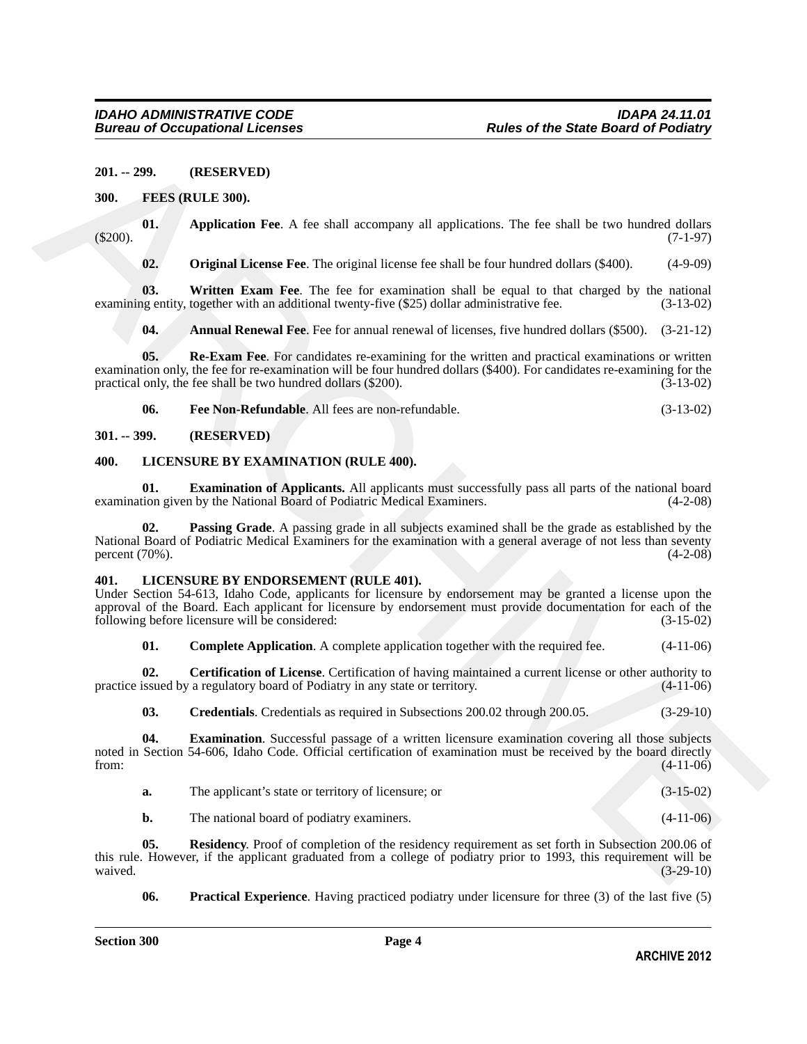**201. -- 299. (RESERVED)**

**300. FEES (RULE 300).**

**01. Application Fee**. A fee shall accompany all applications. The fee shall be two hundred dollars ($200). (7-1-97)

**02. Original License Fee**. The original license fee shall be four hundred dollars ($400). (4-9-09)

**03. Written Exam Fee**. The fee for examination shall be equal to that charged by the national examining entity, together with an additional twenty-five ($25) dollar administrative fee. (3-13-02)

**04. Annual Renewal Fee**. Fee for annual renewal of licenses, five hundred dollars ($500). (3-21-12)

**05. Re-Exam Fee**. For candidates re-examining for the written and practical examinations or written examination only, the fee for re-examination will be four hundred dollars ($400). For candidates re-examining for the practical only, the fee shall be two hundred dollars ($200). (3-13-02)

**06. Fee Non-Refundable**. All fees are non-refundable. (3-13-02)

**301. -- 399. (RESERVED)**

**400. LICENSURE BY EXAMINATION (RULE 400).**

**01. Examination of Applicants.** All applicants must successfully pass all parts of the national board examination given by the National Board of Podiatric Medical Examiners. (4-2-08)

**02. Passing Grade**. A passing grade in all subjects examined shall be the grade as established by the National Board of Podiatric Medical Examiners for the examination with a general average of not less than seventy percent (70%). (4-2-08)

**401. LICENSURE BY ENDORSEMENT (RULE 401).**

Under Section 54-613, Idaho Code, applicants for licensure by endorsement may be granted a license upon the approval of the Board. Each applicant for licensure by endorsement must provide documentation for each of the following before licensure will be considered: (3-15-02)

**01. Complete Application**. A complete application together with the required fee. (4-11-06)

**02. Certification of License**. Certification of having maintained a current license or other authority to practice issued by a regulatory board of Podiatry in any state or territory. (4-11-06)

**03. Credentials**. Credentials as required in Subsections 200.02 through 200.05. (3-29-10)

**04. Examination**. Successful passage of a written licensure examination covering all those subjects noted in Section 54-606, Idaho Code. Official certification of examination must be received by the board directly from: (4-11-06)

**a.** The applicant's state or territory of licensure; or (3-15-02)

**b.** The national board of podiatry examiners. (4-11-06)

**05. Residency**. Proof of completion of the residency requirement as set forth in Subsection 200.06 of this rule. However, if the applicant graduated from a college of podiatry prior to 1993, this requirement will be waived. (3-29-10)

**06. Practical Experience**. Having practiced podiatry under licensure for three (3) of the last five (5)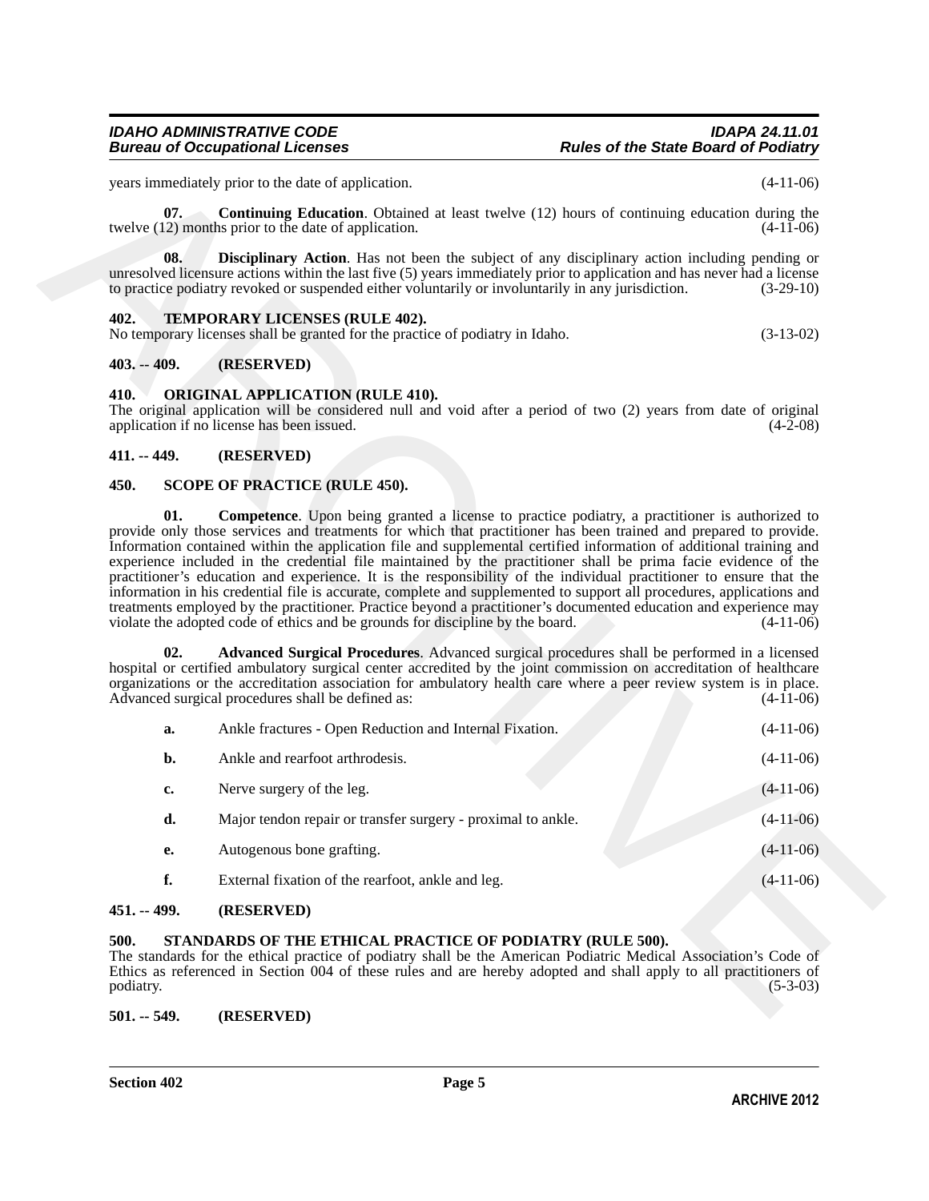years immediately prior to the date of application. (4-11-06)

**07. Continuing Education**. Obtained at least twelve (12) hours of continuing education during the twelve (12) months prior to the date of application. (4-11-06)

**08. Disciplinary Action**. Has not been the subject of any disciplinary action including pending or unresolved licensure actions within the last five (5) years immediately prior to application and has never had a license to practice podiatry revoked or suspended either voluntarily or involuntarily in any jurisdiction. (3-29-10)

## 402. TEMPORARY LICENSES (RULE 402).

No temporary licenses shall be granted for the practice of podiatry in Idaho. (3-13-02)

## 403. -- 409. (RESERVED)

## 410. ORIGINAL APPLICATION (RULE 410).

The original application will be considered null and void after a period of two (2) years from date of original application if no license has been issued. (4-2-08)

## 411. -- 449. (RESERVED)

## 450. SCOPE OF PRACTICE (RULE 450).

**01. Competence**. Upon being granted a license to practice podiatry, a practitioner is authorized to provide only those services and treatments for which that practitioner has been trained and prepared to provide. Information contained within the application file and supplemental certified information of additional training and experience included in the credential file maintained by the practitioner shall be prima facie evidence of the practitioner's education and experience. It is the responsibility of the individual practitioner to ensure that the information in his credential file is accurate, complete and supplemented to support all procedures, applications and treatments employed by the practitioner. Practice beyond a practitioner's documented education and experience may violate the adopted code of ethics and be grounds for discipline by the board. (4-11-06)

**02. Advanced Surgical Procedures**. Advanced surgical procedures shall be performed in a licensed hospital or certified ambulatory surgical center accredited by the joint commission on accreditation of healthcare organizations or the accreditation association for ambulatory health care where a peer review system is in place. Advanced surgical procedures shall be defined as: (4-11-06)

**a.** Ankle fractures - Open Reduction and Internal Fixation. (4-11-06)

**b.** Ankle and rearfoot arthrodesis. (4-11-06)

**c.** Nerve surgery of the leg. (4-11-06)

**d.** Major tendon repair or transfer surgery - proximal to ankle. (4-11-06)

**e.** Autogenous bone grafting. (4-11-06)

**f.** External fixation of the rearfoot, ankle and leg. (4-11-06)

## 451. -- 499. (RESERVED)

## 500. STANDARDS OF THE ETHICAL PRACTICE OF PODIATRY (RULE 500).

The standards for the ethical practice of podiatry shall be the American Podiatric Medical Association's Code of Ethics as referenced in Section 004 of these rules and are hereby adopted and shall apply to all practitioners of podiatry. (5-3-03)

## 501. -- 549. (RESERVED)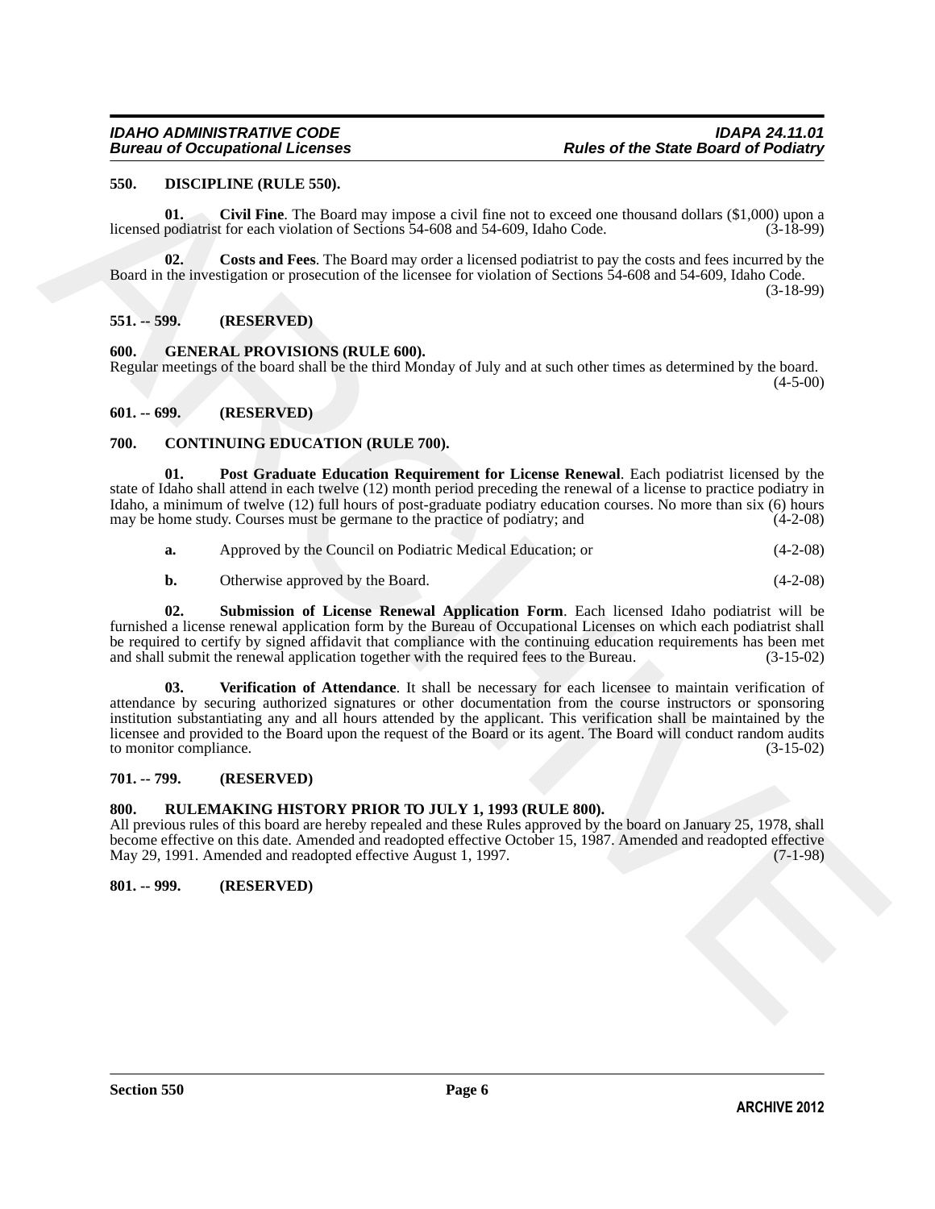## 550. DISCIPLINE (RULE 550).

**01. Civil Fine**. The Board may impose a civil fine not to exceed one thousand dollars ($1,000) upon a licensed podiatrist for each violation of Sections 54-608 and 54-609, Idaho Code. (3-18-99)

**02. Costs and Fees**. The Board may order a licensed podiatrist to pay the costs and fees incurred by the Board in the investigation or prosecution of the licensee for violation of Sections 54-608 and 54-609, Idaho Code. (3-18-99)

## 551. -- 599. (RESERVED)

## 600. GENERAL PROVISIONS (RULE 600).

Regular meetings of the board shall be the third Monday of July and at such other times as determined by the board. (4-5-00)

## 601. -- 699. (RESERVED)

## 700. CONTINUING EDUCATION (RULE 700).

**01. Post Graduate Education Requirement for License Renewal**. Each podiatrist licensed by the state of Idaho shall attend in each twelve (12) month period preceding the renewal of a license to practice podiatry in Idaho, a minimum of twelve (12) full hours of post-graduate podiatry education courses. No more than six (6) hours may be home study. Courses must be germane to the practice of podiatry; and (4-2-08)

**a.** Approved by the Council on Podiatric Medical Education; or (4-2-08)

**b.** Otherwise approved by the Board. (4-2-08)

**02. Submission of License Renewal Application Form**. Each licensed Idaho podiatrist will be furnished a license renewal application form by the Bureau of Occupational Licenses on which each podiatrist shall be required to certify by signed affidavit that compliance with the continuing education requirements has been met and shall submit the renewal application together with the required fees to the Bureau. (3-15-02)

**03. Verification of Attendance**. It shall be necessary for each licensee to maintain verification of attendance by securing authorized signatures or other documentation from the course instructors or sponsoring institution substantiating any and all hours attended by the applicant. This verification shall be maintained by the licensee and provided to the Board upon the request of the Board or its agent. The Board will conduct random audits to monitor compliance. (3-15-02)

## 701. -- 799. (RESERVED)

## 800. RULEMAKING HISTORY PRIOR TO JULY 1, 1993 (RULE 800).

All previous rules of this board are hereby repealed and these Rules approved by the board on January 25, 1978, shall become effective on this date. Amended and readopted effective October 15, 1987. Amended and readopted effective May 29, 1991. Amended and readopted effective August 1, 1997. (7-1-98)

## 801. -- 999. (RESERVED)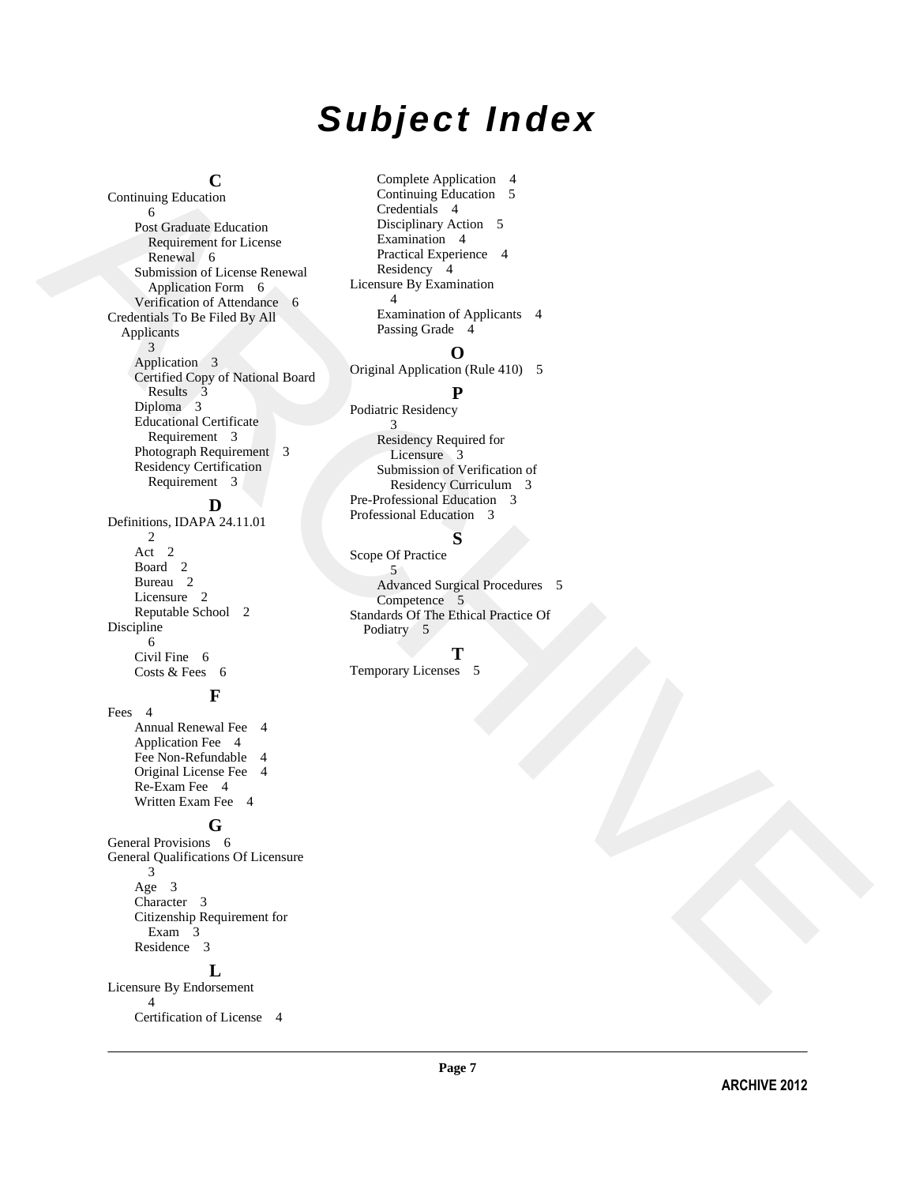# Subject Index

## C

Continuing Education 6
- Post Graduate Education Requirement for License Renewal 6
- Submission of License Renewal Application Form 6
- Verification of Attendance 6

Credentials To Be Filed By All Applicants 3
- Application 3
- Certified Copy of National Board Results 3
- Diploma 3
- Educational Certificate Requirement 3
- Photograph Requirement 3
- Residency Certification Requirement 3

## D

Definitions, IDAPA 24.11.01 2
- Act 2
- Board 2
- Bureau 2
- Licensure 2
- Reputable School 2

Discipline 6
- Civil Fine 6
- Costs & Fees 6

## F

Fees 4
- Annual Renewal Fee 4
- Application Fee 4
- Fee Non-Refundable 4
- Original License Fee 4
- Re-Exam Fee 4
- Written Exam Fee 4

## G

General Provisions 6

General Qualifications Of Licensure 3
- Age 3
- Character 3
- Citizenship Requirement for Exam 3
- Residence 3

## L

Licensure By Endorsement 4
- Certification of License 4
- Complete Application 4
- Continuing Education 5
- Credentials 4
- Disciplinary Action 5
- Examination 4
- Practical Experience 4
- Residency 4

Licensure By Examination 4
- Examination of Applicants 4
- Passing Grade 4

## O

Original Application (Rule 410) 5

## P

Podiatric Residency 3
- Residency Required for Licensure 3
- Submission of Verification of Residency Curriculum 3

Pre-Professional Education 3

Professional Education 3

## S

Scope Of Practice 5
- Advanced Surgical Procedures 5
- Competence 5

Standards Of The Ethical Practice Of Podiatry 5

## T

Temporary Licenses 5